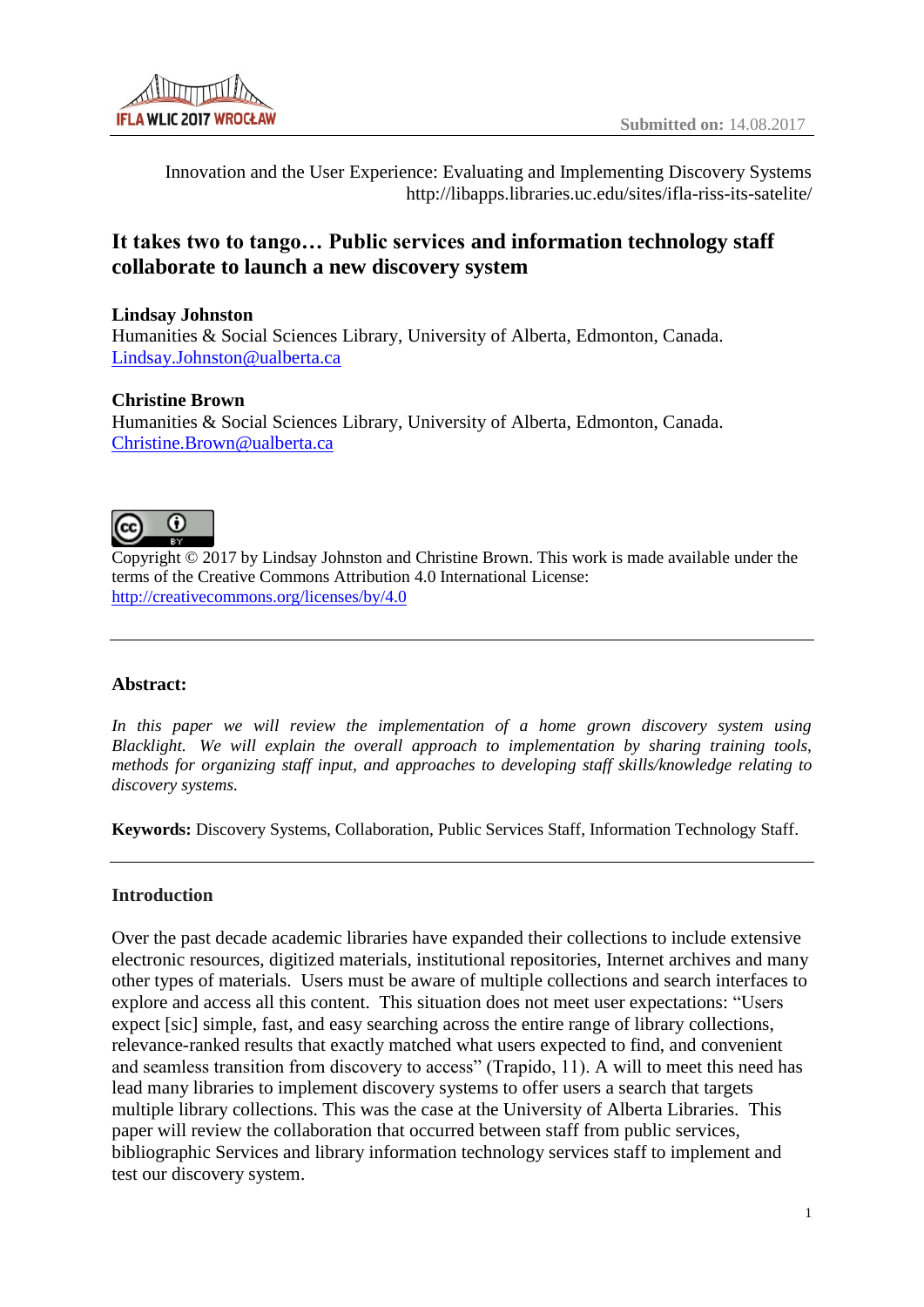Submitted on: 14.08.2017

Innovation and the User Experience: Evaluating and Implementing Discovery Systems
http://libapps.libraries.uc.edu/sites/ifla-riss-its-satelite/

# It takes two to tango… Public services and information technology staff collaborate to launch a new discovery system

**Lindsay Johnston**
Humanities & Social Sciences Library, University of Alberta, Edmonton, Canada.
Lindsay.Johnston@ualberta.ca

**Christine Brown**
Humanities & Social Sciences Library, University of Alberta, Edmonton, Canada.
Christine.Brown@ualberta.ca

Copyright © 2017 by Lindsay Johnston and Christine Brown. This work is made available under the terms of the Creative Commons Attribution 4.0 International License:
http://creativecommons.org/licenses/by/4.0

---

**Abstract:**

*In this paper we will review the implementation of a home grown discovery system using Blacklight. We will explain the overall approach to implementation by sharing training tools, methods for organizing staff input, and approaches to developing staff skills/knowledge relating to discovery systems.*

**Keywords:** Discovery Systems, Collaboration, Public Services Staff, Information Technology Staff.

---

## Introduction

Over the past decade academic libraries have expanded their collections to include extensive electronic resources, digitized materials, institutional repositories, Internet archives and many other types of materials. Users must be aware of multiple collections and search interfaces to explore and access all this content. This situation does not meet user expectations: "Users expect [sic] simple, fast, and easy searching across the entire range of library collections, relevance-ranked results that exactly matched what users expected to find, and convenient and seamless transition from discovery to access" (Trapido, 11). A will to meet this need has lead many libraries to implement discovery systems to offer users a search that targets multiple library collections. This was the case at the University of Alberta Libraries. This paper will review the collaboration that occurred between staff from public services, bibliographic Services and library information technology services staff to implement and test our discovery system.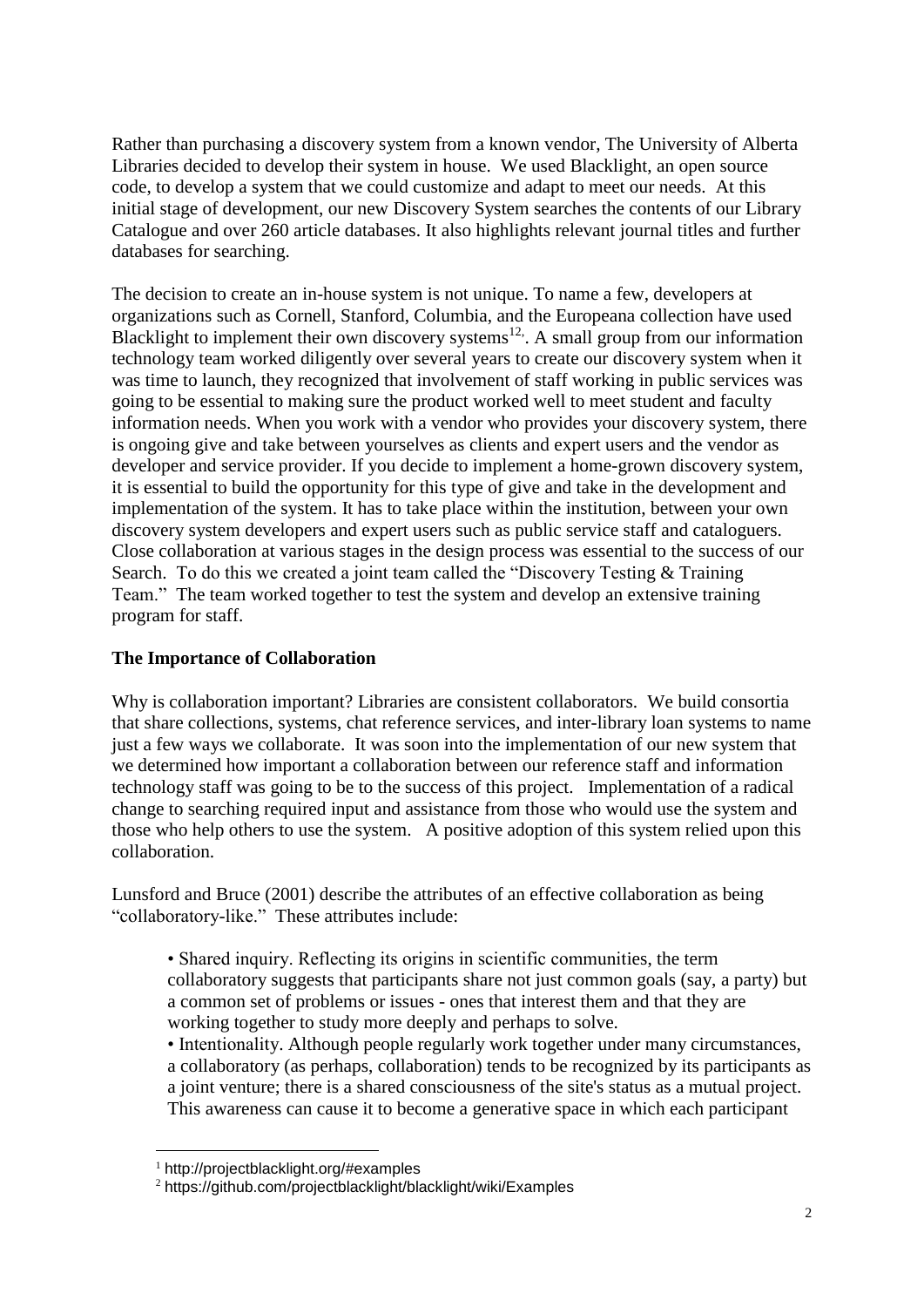Rather than purchasing a discovery system from a known vendor, The University of Alberta Libraries decided to develop their system in house. We used Blacklight, an open source code, to develop a system that we could customize and adapt to meet our needs. At this initial stage of development, our new Discovery System searches the contents of our Library Catalogue and over 260 article databases. It also highlights relevant journal titles and further databases for searching.

The decision to create an in-house system is not unique. To name a few, developers at organizations such as Cornell, Stanford, Columbia, and the Europeana collection have used Blacklight to implement their own discovery systems[1,2]. A small group from our information technology team worked diligently over several years to create our discovery system when it was time to launch, they recognized that involvement of staff working in public services was going to be essential to making sure the product worked well to meet student and faculty information needs. When you work with a vendor who provides your discovery system, there is ongoing give and take between yourselves as clients and expert users and the vendor as developer and service provider. If you decide to implement a home-grown discovery system, it is essential to build the opportunity for this type of give and take in the development and implementation of the system. It has to take place within the institution, between your own discovery system developers and expert users such as public service staff and cataloguers. Close collaboration at various stages in the design process was essential to the success of our Search. To do this we created a joint team called the "Discovery Testing & Training Team." The team worked together to test the system and develop an extensive training program for staff.

**The Importance of Collaboration**

Why is collaboration important? Libraries are consistent collaborators. We build consortia that share collections, systems, chat reference services, and inter-library loan systems to name just a few ways we collaborate. It was soon into the implementation of our new system that we determined how important a collaboration between our reference staff and information technology staff was going to be to the success of this project. Implementation of a radical change to searching required input and assistance from those who would use the system and those who help others to use the system. A positive adoption of this system relied upon this collaboration.

Lunsford and Bruce (2001) describe the attributes of an effective collaboration as being "collaboratory-like." These attributes include:

> • Shared inquiry. Reflecting its origins in scientific communities, the term collaboratory suggests that participants share not just common goals (say, a party) but a common set of problems or issues - ones that interest them and that they are working together to study more deeply and perhaps to solve.
> • Intentionality. Although people regularly work together under many circumstances, a collaboratory (as perhaps, collaboration) tends to be recognized by its participants as a joint venture; there is a shared consciousness of the site's status as a mutual project. This awareness can cause it to become a generative space in which each participant

[1] http://projectblacklight.org/#examples

[2] https://github.com/projectblacklight/blacklight/wiki/Examples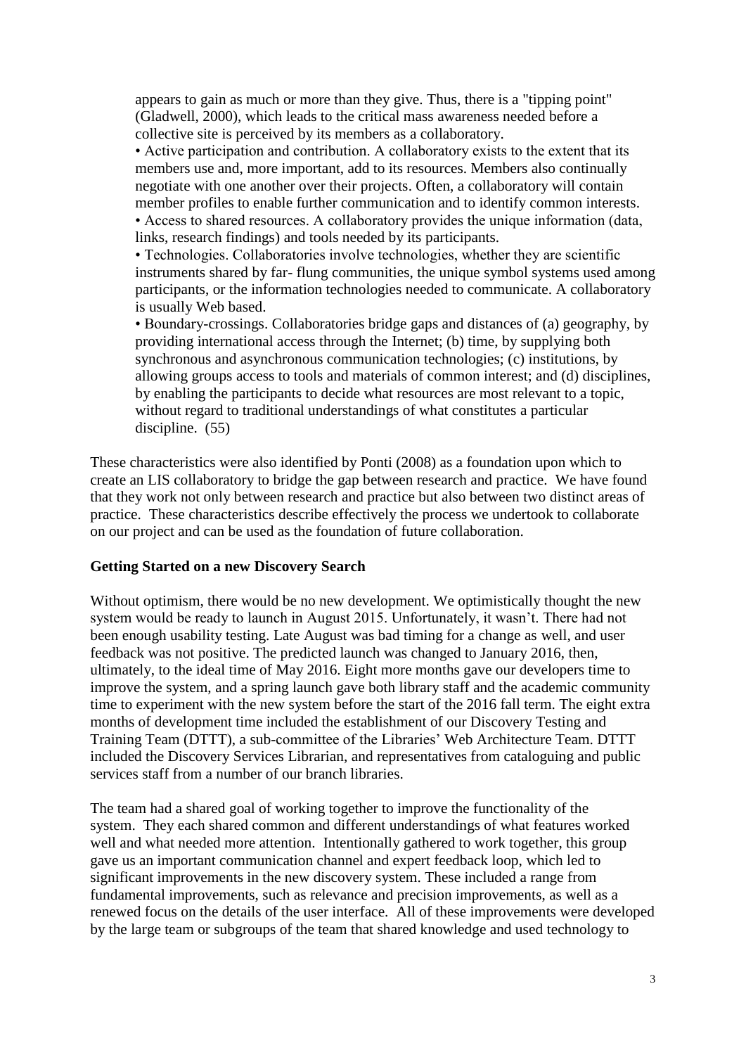> appears to gain as much or more than they give. Thus, there is a "tipping point" (Gladwell, 2000), which leads to the critical mass awareness needed before a collective site is perceived by its members as a collaboratory.
> • Active participation and contribution. A collaboratory exists to the extent that its members use and, more important, add to its resources. Members also continually negotiate with one another over their projects. Often, a collaboratory will contain member profiles to enable further communication and to identify common interests.
> • Access to shared resources. A collaboratory provides the unique information (data, links, research findings) and tools needed by its participants.
> • Technologies. Collaboratories involve technologies, whether they are scientific instruments shared by far- flung communities, the unique symbol systems used among participants, or the information technologies needed to communicate. A collaboratory is usually Web based.
> • Boundary-crossings. Collaboratories bridge gaps and distances of (a) geography, by providing international access through the Internet; (b) time, by supplying both synchronous and asynchronous communication technologies; (c) institutions, by allowing groups access to tools and materials of common interest; and (d) disciplines, by enabling the participants to decide what resources are most relevant to a topic, without regard to traditional understandings of what constitutes a particular discipline. (55)

These characteristics were also identified by Ponti (2008) as a foundation upon which to create an LIS collaboratory to bridge the gap between research and practice. We have found that they work not only between research and practice but also between two distinct areas of practice. These characteristics describe effectively the process we undertook to collaborate on our project and can be used as the foundation of future collaboration.

**Getting Started on a new Discovery Search**

Without optimism, there would be no new development. We optimistically thought the new system would be ready to launch in August 2015. Unfortunately, it wasn't. There had not been enough usability testing. Late August was bad timing for a change as well, and user feedback was not positive. The predicted launch was changed to January 2016, then, ultimately, to the ideal time of May 2016. Eight more months gave our developers time to improve the system, and a spring launch gave both library staff and the academic community time to experiment with the new system before the start of the 2016 fall term. The eight extra months of development time included the establishment of our Discovery Testing and Training Team (DTTT), a sub-committee of the Libraries' Web Architecture Team. DTTT included the Discovery Services Librarian, and representatives from cataloguing and public services staff from a number of our branch libraries.

The team had a shared goal of working together to improve the functionality of the system. They each shared common and different understandings of what features worked well and what needed more attention. Intentionally gathered to work together, this group gave us an important communication channel and expert feedback loop, which led to significant improvements in the new discovery system. These included a range from fundamental improvements, such as relevance and precision improvements, as well as a renewed focus on the details of the user interface. All of these improvements were developed by the large team or subgroups of the team that shared knowledge and used technology to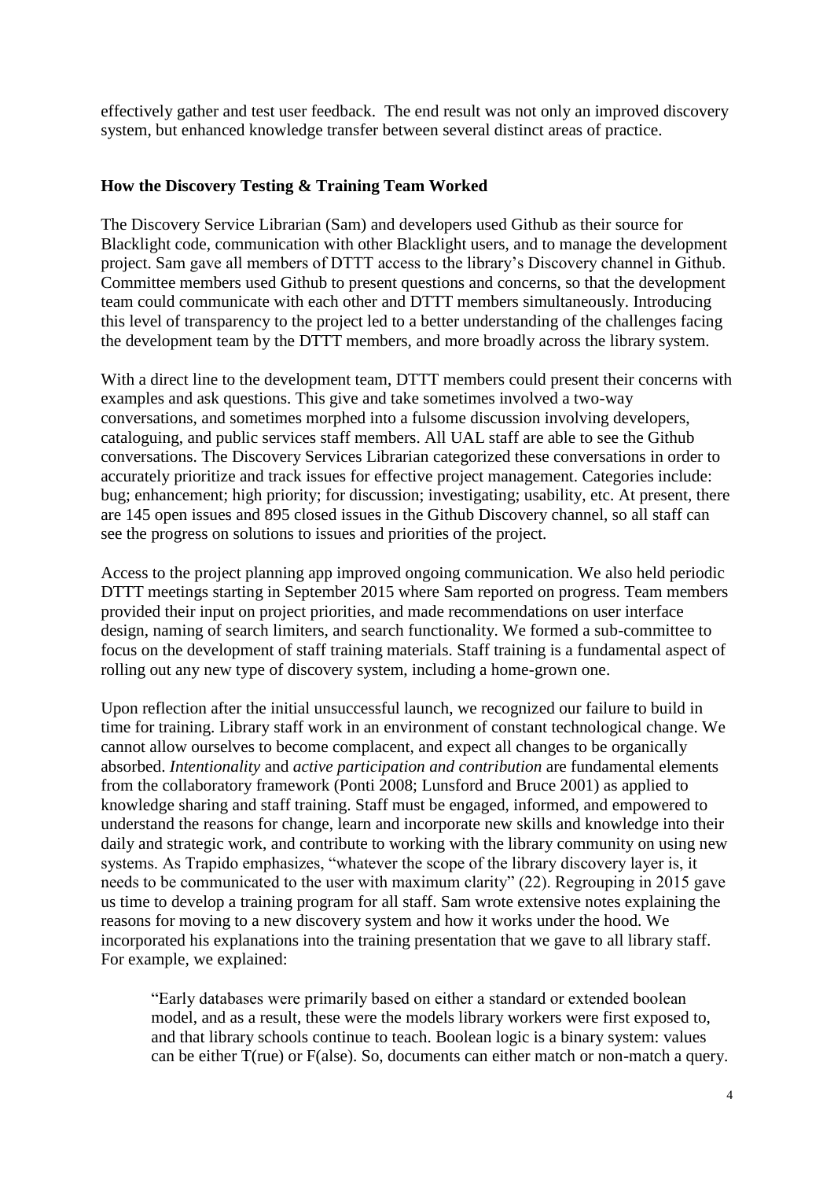effectively gather and test user feedback. The end result was not only an improved discovery system, but enhanced knowledge transfer between several distinct areas of practice.

## How the Discovery Testing & Training Team Worked

The Discovery Service Librarian (Sam) and developers used Github as their source for Blacklight code, communication with other Blacklight users, and to manage the development project. Sam gave all members of DTTT access to the library's Discovery channel in Github. Committee members used Github to present questions and concerns, so that the development team could communicate with each other and DTTT members simultaneously. Introducing this level of transparency to the project led to a better understanding of the challenges facing the development team by the DTTT members, and more broadly across the library system.

With a direct line to the development team, DTTT members could present their concerns with examples and ask questions. This give and take sometimes involved a two-way conversations, and sometimes morphed into a fulsome discussion involving developers, cataloguing, and public services staff members. All UAL staff are able to see the Github conversations. The Discovery Services Librarian categorized these conversations in order to accurately prioritize and track issues for effective project management. Categories include: bug; enhancement; high priority; for discussion; investigating; usability, etc. At present, there are 145 open issues and 895 closed issues in the Github Discovery channel, so all staff can see the progress on solutions to issues and priorities of the project.

Access to the project planning app improved ongoing communication. We also held periodic DTTT meetings starting in September 2015 where Sam reported on progress. Team members provided their input on project priorities, and made recommendations on user interface design, naming of search limiters, and search functionality. We formed a sub-committee to focus on the development of staff training materials. Staff training is a fundamental aspect of rolling out any new type of discovery system, including a home-grown one.

Upon reflection after the initial unsuccessful launch, we recognized our failure to build in time for training. Library staff work in an environment of constant technological change. We cannot allow ourselves to become complacent, and expect all changes to be organically absorbed. *Intentionality* and *active participation and contribution* are fundamental elements from the collaboratory framework (Ponti 2008; Lunsford and Bruce 2001) as applied to knowledge sharing and staff training. Staff must be engaged, informed, and empowered to understand the reasons for change, learn and incorporate new skills and knowledge into their daily and strategic work, and contribute to working with the library community on using new systems. As Trapido emphasizes, "whatever the scope of the library discovery layer is, it needs to be communicated to the user with maximum clarity" (22). Regrouping in 2015 gave us time to develop a training program for all staff. Sam wrote extensive notes explaining the reasons for moving to a new discovery system and how it works under the hood. We incorporated his explanations into the training presentation that we gave to all library staff. For example, we explained:

> "Early databases were primarily based on either a standard or extended boolean model, and as a result, these were the models library workers were first exposed to, and that library schools continue to teach. Boolean logic is a binary system: values can be either T(rue) or F(alse). So, documents can either match or non-match a query.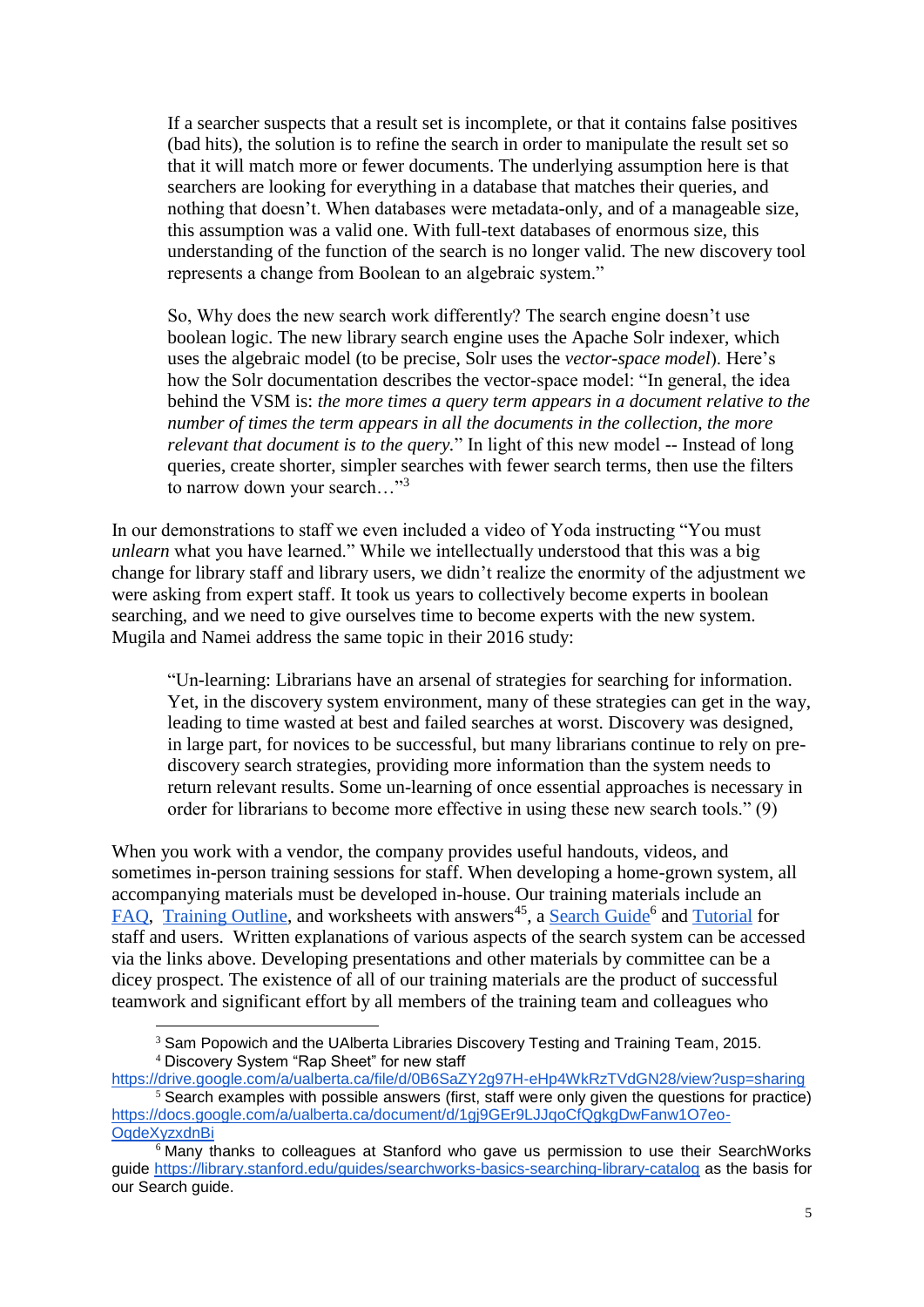> If a searcher suspects that a result set is incomplete, or that it contains false positives (bad hits), the solution is to refine the search in order to manipulate the result set so that it will match more or fewer documents. The underlying assumption here is that searchers are looking for everything in a database that matches their queries, and nothing that doesn't. When databases were metadata-only, and of a manageable size, this assumption was a valid one. With full-text databases of enormous size, this understanding of the function of the search is no longer valid. The new discovery tool represents a change from Boolean to an algebraic system."
>
> So, Why does the new search work differently? The search engine doesn't use boolean logic. The new library search engine uses the Apache Solr indexer, which uses the algebraic model (to be precise, Solr uses the *vector-space model*). Here's how the Solr documentation describes the vector-space model: "In general, the idea behind the VSM is: *the more times a query term appears in a document relative to the number of times the term appears in all the documents in the collection, the more relevant that document is to the query.*" In light of this new model -- Instead of long queries, create shorter, simpler searches with fewer search terms, then use the filters to narrow down your search…"[3]

In our demonstrations to staff we even included a video of Yoda instructing "You must *unlearn* what you have learned." While we intellectually understood that this was a big change for library staff and library users, we didn't realize the enormity of the adjustment we were asking from expert staff. It took us years to collectively become experts in boolean searching, and we need to give ourselves time to become experts with the new system. Mugila and Namei address the same topic in their 2016 study:

> "Un-learning: Librarians have an arsenal of strategies for searching for information. Yet, in the discovery system environment, many of these strategies can get in the way, leading to time wasted at best and failed searches at worst. Discovery was designed, in large part, for novices to be successful, but many librarians continue to rely on pre-discovery search strategies, providing more information than the system needs to return relevant results. Some un-learning of once essential approaches is necessary in order for librarians to become more effective in using these new search tools." (9)

When you work with a vendor, the company provides useful handouts, videos, and sometimes in-person training sessions for staff. When developing a home-grown system, all accompanying materials must be developed in-house. Our training materials include an FAQ, Training Outline, and worksheets with answers[4][5], a Search Guide[6] and Tutorial for staff and users. Written explanations of various aspects of the search system can be accessed via the links above. Developing presentations and other materials by committee can be a dicey prospect. The existence of all of our training materials are the product of successful teamwork and significant effort by all members of the training team and colleagues who

---

[3] Sam Popowich and the UAlberta Libraries Discovery Testing and Training Team, 2015.

[4] Discovery System "Rap Sheet" for new staff https://drive.google.com/a/ualberta.ca/file/d/0B6SaZY2g97H-eHp4WkRzTVdGN28/view?usp=sharing

[5] Search examples with possible answers (first, staff were only given the questions for practice) https://docs.google.com/a/ualberta.ca/document/d/1gj9GEr9LJJqoCfQgkgDwFanw1O7eo-OqdeXyzxdnBi

[6] Many thanks to colleagues at Stanford who gave us permission to use their SearchWorks guide https://library.stanford.edu/guides/searchworks-basics-searching-library-catalog as the basis for our Search guide.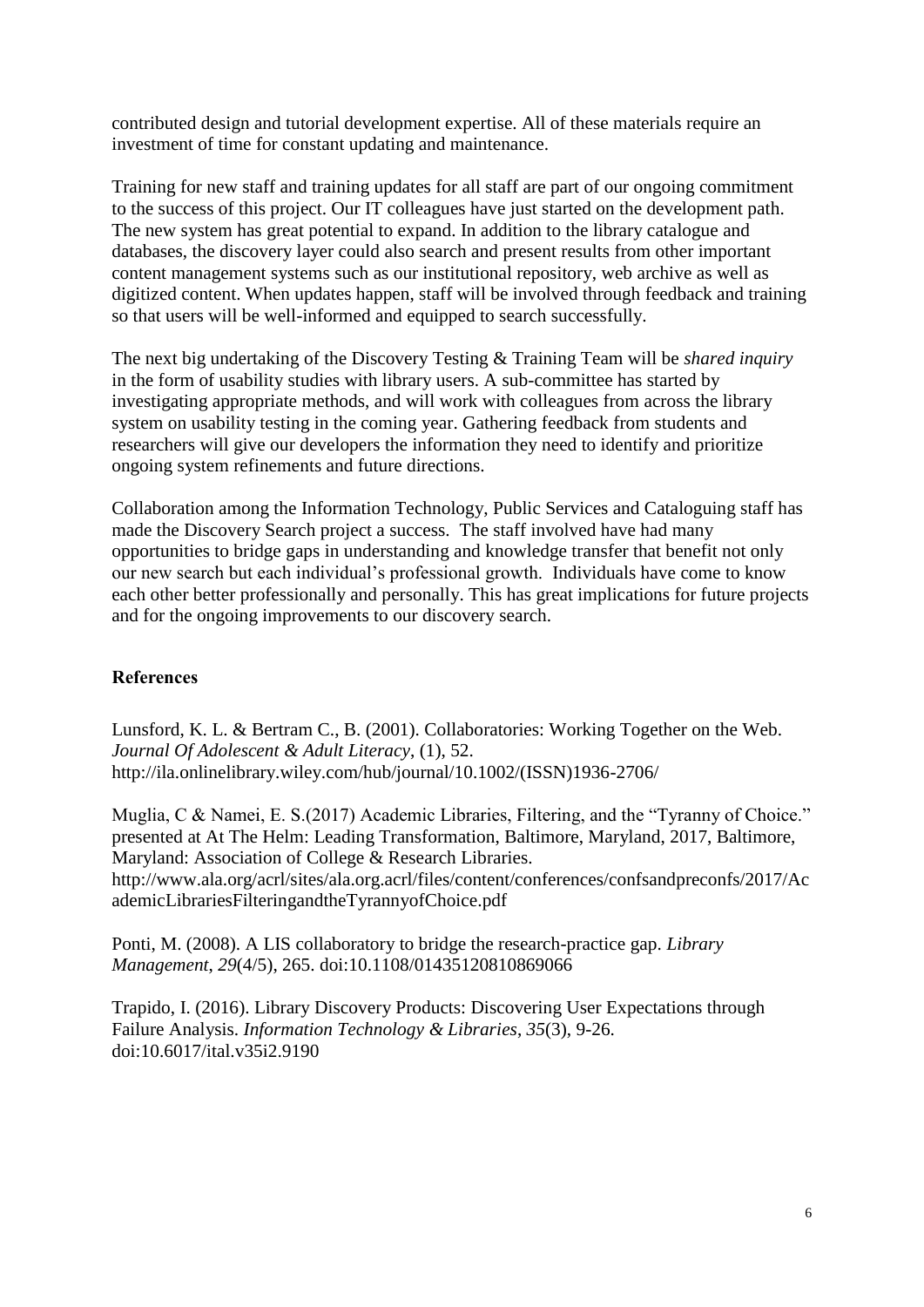contributed design and tutorial development expertise. All of these materials require an investment of time for constant updating and maintenance.

Training for new staff and training updates for all staff are part of our ongoing commitment to the success of this project. Our IT colleagues have just started on the development path. The new system has great potential to expand. In addition to the library catalogue and databases, the discovery layer could also search and present results from other important content management systems such as our institutional repository, web archive as well as digitized content. When updates happen, staff will be involved through feedback and training so that users will be well-informed and equipped to search successfully.

The next big undertaking of the Discovery Testing & Training Team will be *shared inquiry* in the form of usability studies with library users. A sub-committee has started by investigating appropriate methods, and will work with colleagues from across the library system on usability testing in the coming year. Gathering feedback from students and researchers will give our developers the information they need to identify and prioritize ongoing system refinements and future directions.

Collaboration among the Information Technology, Public Services and Cataloguing staff has made the Discovery Search project a success. The staff involved have had many opportunities to bridge gaps in understanding and knowledge transfer that benefit not only our new search but each individual's professional growth. Individuals have come to know each other better professionally and personally. This has great implications for future projects and for the ongoing improvements to our discovery search.

## References

Lunsford, K. L. & Bertram C., B. (2001). Collaboratories: Working Together on the Web. *Journal Of Adolescent & Adult Literacy*, (1), 52. http://ila.onlinelibrary.wiley.com/hub/journal/10.1002/(ISSN)1936-2706/

Muglia, C & Namei, E. S.(2017) Academic Libraries, Filtering, and the "Tyranny of Choice." presented at At The Helm: Leading Transformation, Baltimore, Maryland, 2017, Baltimore, Maryland: Association of College & Research Libraries. http://www.ala.org/acrl/sites/ala.org.acrl/files/content/conferences/confsandpreconfs/2017/AcademicLibrariesFilteringandtheTyrannyofChoice.pdf

Ponti, M. (2008). A LIS collaboratory to bridge the research-practice gap. *Library Management*, *29*(4/5), 265. doi:10.1108/01435120810869066

Trapido, I. (2016). Library Discovery Products: Discovering User Expectations through Failure Analysis. *Information Technology & Libraries*, *35*(3), 9-26. doi:10.6017/ital.v35i2.9190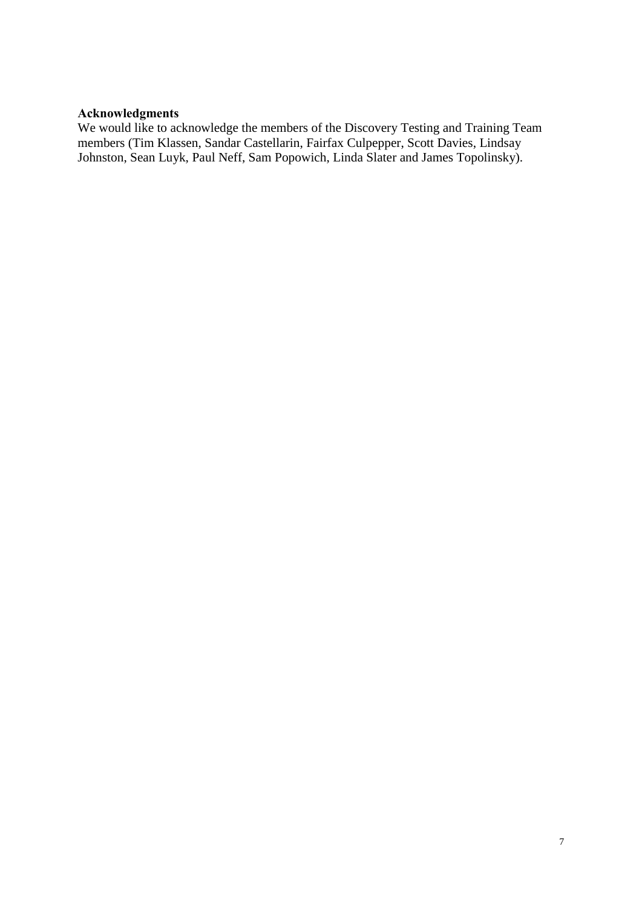**Acknowledgments**

We would like to acknowledge the members of the Discovery Testing and Training Team members (Tim Klassen, Sandar Castellarin, Fairfax Culpepper, Scott Davies, Lindsay Johnston, Sean Luyk, Paul Neff, Sam Popowich, Linda Slater and James Topolinsky).